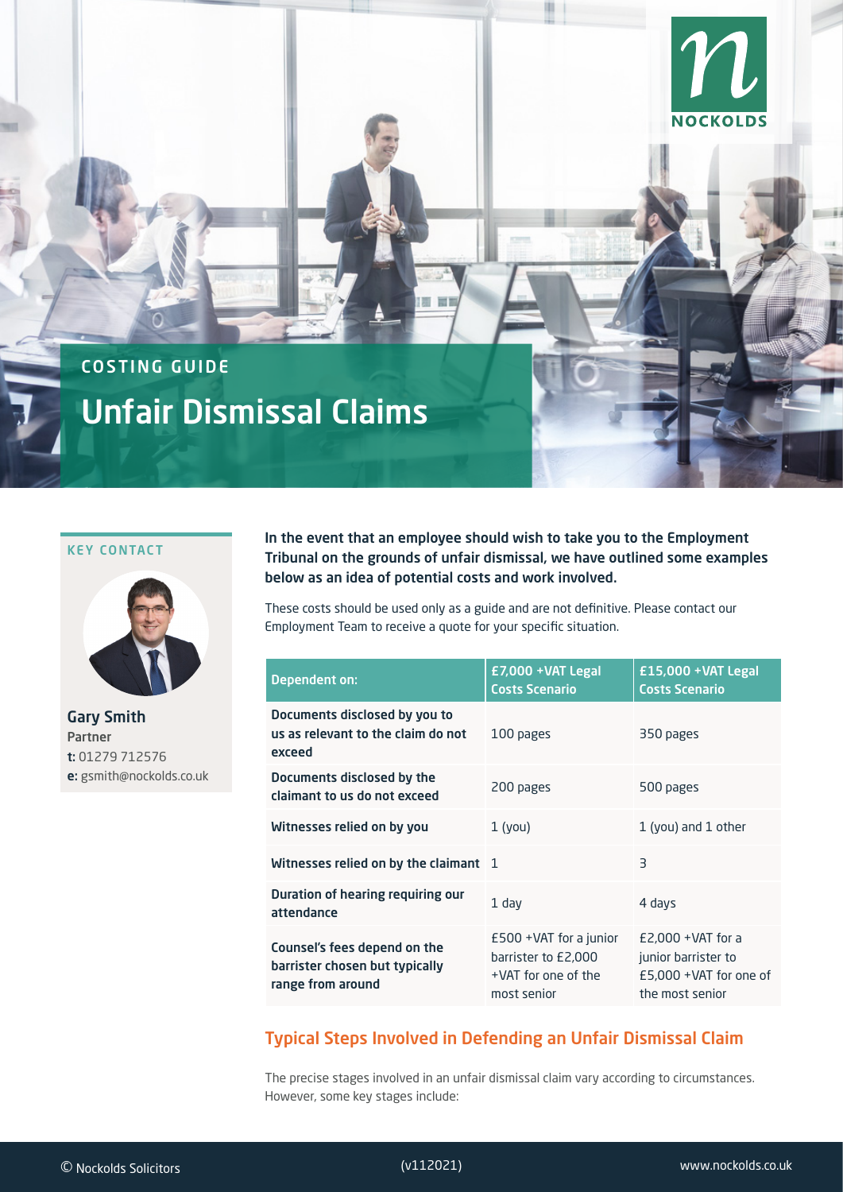NOCKOLDS

COSTING GUIDE

# Unfair Dismissal Claims

**KEY CONTACT**

**Gary Smith**
Partner
**t:** 01279 712576
**e:** gsmith@nockolds.co.uk

**In the event that an employee should wish to take you to the Employment Tribunal on the grounds of unfair dismissal, we have outlined some examples below as an idea of potential costs and work involved.**

These costs should be used only as a guide and are not definitive. Please contact our Employment Team to receive a quote for your specific situation.

| Dependent on: | £7,000 +VAT Legal Costs Scenario | £15,000 +VAT Legal Costs Scenario |
|---|---|---|
| **Documents disclosed by you to us as relevant to the claim do not exceed** | 100 pages | 350 pages |
| **Documents disclosed by the claimant to us do not exceed** | 200 pages | 500 pages |
| **Witnesses relied on by you** | 1 (you) | 1 (you) and 1 other |
| **Witnesses relied on by the claimant** | 1 | 3 |
| **Duration of hearing requiring our attendance** | 1 day | 4 days |
| **Counsel's fees depend on the barrister chosen but typically range from around** | £500 +VAT for a junior barrister to £2,000 +VAT for one of the most senior | £2,000 +VAT for a junior barrister to £5,000 +VAT for one of the most senior |

## Typical Steps Involved in Defending an Unfair Dismissal Claim

The precise stages involved in an unfair dismissal claim vary according to circumstances. However, some key stages include: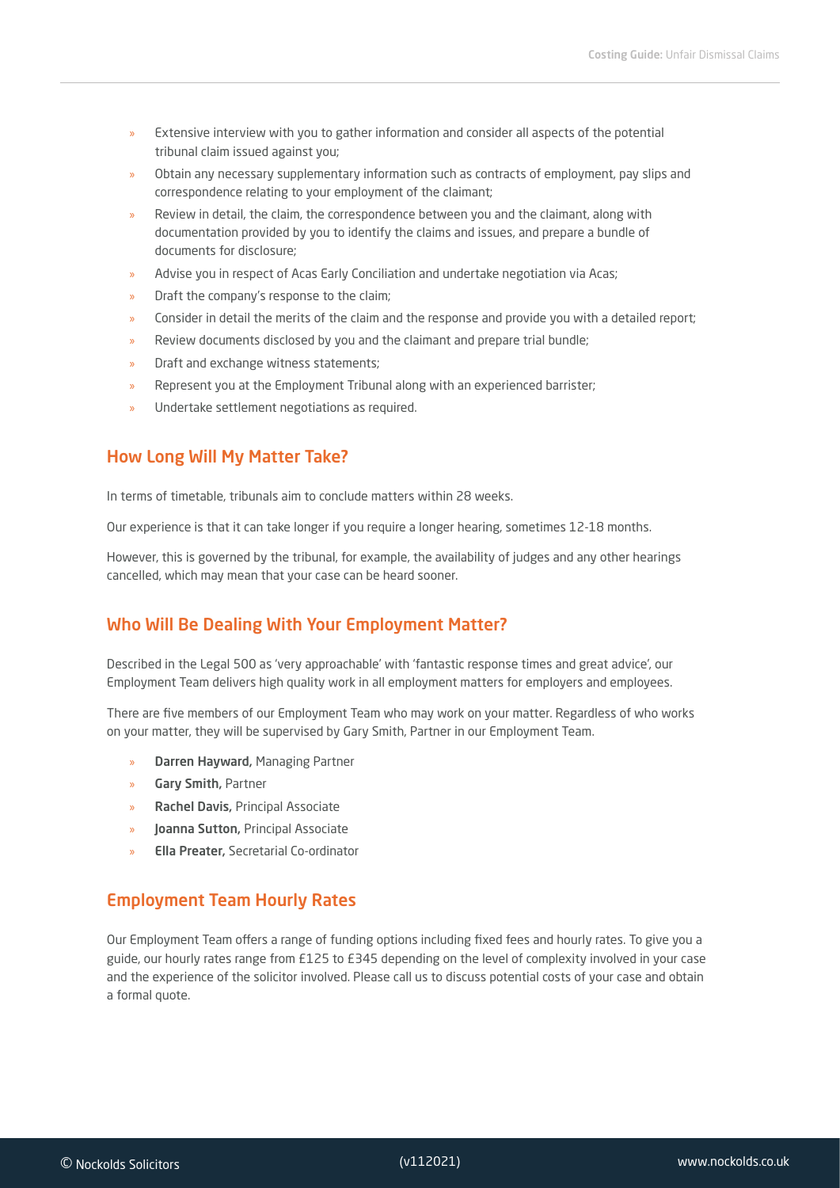- Extensive interview with you to gather information and consider all aspects of the potential tribunal claim issued against you;
- Obtain any necessary supplementary information such as contracts of employment, pay slips and correspondence relating to your employment of the claimant;
- Review in detail, the claim, the correspondence between you and the claimant, along with documentation provided by you to identify the claims and issues, and prepare a bundle of documents for disclosure;
- Advise you in respect of Acas Early Conciliation and undertake negotiation via Acas;
- Draft the company's response to the claim;
- Consider in detail the merits of the claim and the response and provide you with a detailed report;
- Review documents disclosed by you and the claimant and prepare trial bundle;
- Draft and exchange witness statements;
- Represent you at the Employment Tribunal along with an experienced barrister;
- Undertake settlement negotiations as required.

## How Long Will My Matter Take?

In terms of timetable, tribunals aim to conclude matters within 28 weeks.

Our experience is that it can take longer if you require a longer hearing, sometimes 12-18 months.

However, this is governed by the tribunal, for example, the availability of judges and any other hearings cancelled, which may mean that your case can be heard sooner.

## Who Will Be Dealing With Your Employment Matter?

Described in the Legal 500 as 'very approachable' with 'fantastic response times and great advice', our Employment Team delivers high quality work in all employment matters for employers and employees.

There are five members of our Employment Team who may work on your matter. Regardless of who works on your matter, they will be supervised by Gary Smith, Partner in our Employment Team.

- **Darren Hayward,** Managing Partner
- **Gary Smith,** Partner
- **Rachel Davis,** Principal Associate
- **Joanna Sutton,** Principal Associate
- **Ella Preater,** Secretarial Co-ordinator

## Employment Team Hourly Rates

Our Employment Team offers a range of funding options including fixed fees and hourly rates. To give you a guide, our hourly rates range from £125 to £345 depending on the level of complexity involved in your case and the experience of the solicitor involved. Please call us to discuss potential costs of your case and obtain a formal quote.